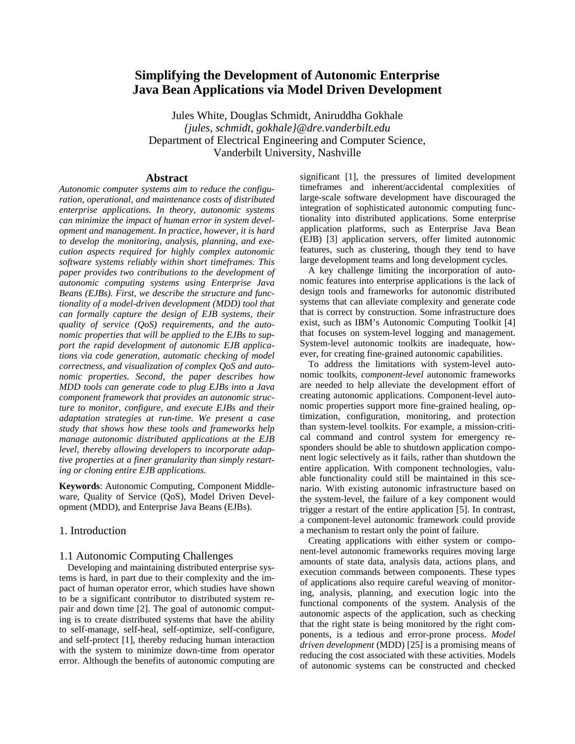# Simplifying the Development of Autonomic Enterprise Java Bean Applications via Model Driven Development

Jules White, Douglas Schmidt, Aniruddha Gokhale
*{jules, schmidt, gokhale}@dre.vanderbilt.edu*
Department of Electrical Engineering and Computer Science,
Vanderbilt University, Nashville

## Abstract

*Autonomic computer systems aim to reduce the configuration, operational, and maintenance costs of distributed enterprise applications. In theory, autonomic systems can minimize the impact of human error in system development and management. In practice, however, it is hard to develop the monitoring, analysis, planning, and execution aspects required for highly complex autonomic software systems reliably within short timeframes. This paper provides two contributions to the development of autonomic computing systems using Enterprise Java Beans (EJBs). First, we describe the structure and functionality of a model-driven development (MDD) tool that can formally capture the design of EJB systems, their quality of service (QoS) requirements, and the autonomic properties that will be applied to the EJBs to support the rapid development of autonomic EJB applications via code generation, automatic checking of model correctness, and visualization of complex QoS and autonomic properties. Second, the paper describes how MDD tools can generate code to plug EJBs into a Java component framework that provides an autonomic structure to monitor, configure, and execute EJBs and their adaptation strategies at run-time. We present a case study that shows how these tools and frameworks help manage autonomic distributed applications at the EJB level, thereby allowing developers to incorporate adaptive properties at a finer granularity than simply restarting or cloning entire EJB applications.*

**Keywords**: Autonomic Computing, Component Middleware, Quality of Service (QoS), Model Driven Development (MDD), and Enterprise Java Beans (EJBs).

## 1. Introduction

### 1.1 Autonomic Computing Challenges

Developing and maintaining distributed enterprise systems is hard, in part due to their complexity and the impact of human operator error, which studies have shown to be a significant contributor to distributed system repair and down time [2]. The goal of autonomic computing is to create distributed systems that have the ability to self-manage, self-heal, self-optimize, self-configure, and self-protect [1], thereby reducing human interaction with the system to minimize down-time from operator error. Although the benefits of autonomic computing are significant [1], the pressures of limited development timeframes and inherent/accidental complexities of large-scale software development have discouraged the integration of sophisticated autonomic computing functionality into distributed applications. Some enterprise application platforms, such as Enterprise Java Bean (EJB) [3] application servers, offer limited autonomic features, such as clustering, though they tend to have large development teams and long development cycles.

A key challenge limiting the incorporation of autonomic features into enterprise applications is the lack of design tools and frameworks for autonomic distributed systems that can alleviate complexity and generate code that is correct by construction. Some infrastructure does exist, such as IBM's Autonomic Computing Toolkit [4] that focuses on system-level logging and management. System-level autonomic toolkits are inadequate, however, for creating fine-grained autonomic capabilities.

To address the limitations with system-level autonomic toolkits, *component-level* autonomic frameworks are needed to help alleviate the development effort of creating autonomic applications. Component-level autonomic properties support more fine-grained healing, optimization, configuration, monitoring, and protection than system-level toolkits. For example, a mission-critical command and control system for emergency responders should be able to shutdown application component logic selectively as it fails, rather than shutdown the entire application. With component technologies, valuable functionality could still be maintained in this scenario. With existing autonomic infrastructure based on the system-level, the failure of a key component would trigger a restart of the entire application [5]. In contrast, a component-level autonomic framework could provide a mechanism to restart only the point of failure.

Creating applications with either system or component-level autonomic frameworks requires moving large amounts of state data, analysis data, actions plans, and execution commands between components. These types of applications also require careful weaving of monitoring, analysis, planning, and execution logic into the functional components of the system. Analysis of the autonomic aspects of the application, such as checking that the right state is being monitored by the right components, is a tedious and error-prone process. *Model driven development* (MDD) [25] is a promising means of reducing the cost associated with these activities. Models of autonomic systems can be constructed and checked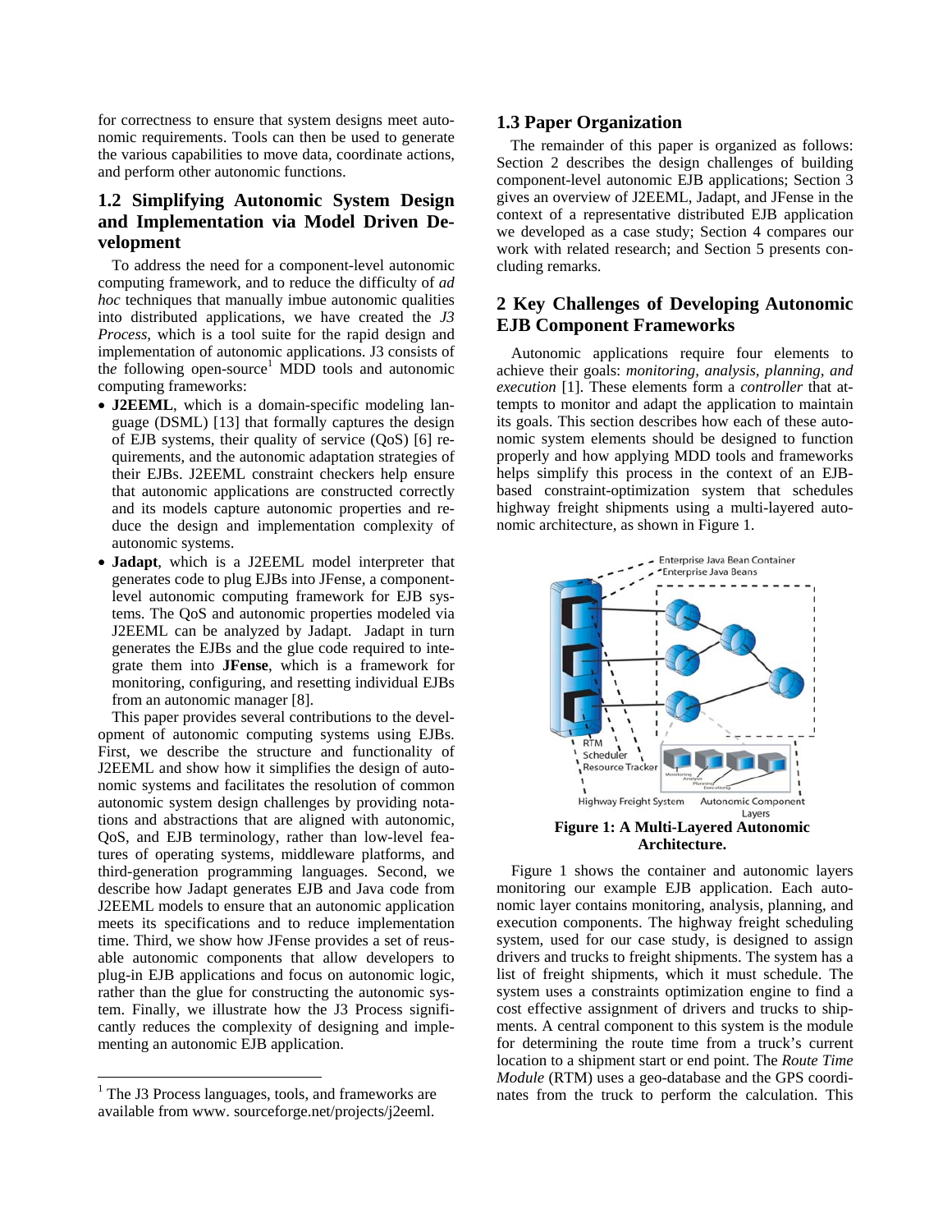for correctness to ensure that system designs meet autonomic requirements. Tools can then be used to generate the various capabilities to move data, coordinate actions, and perform other autonomic functions.

## 1.2 Simplifying Autonomic System Design and Implementation via Model Driven Development

To address the need for a component-level autonomic computing framework, and to reduce the difficulty of *ad hoc* techniques that manually imbue autonomic qualities into distributed applications, we have created the *J3 Process,* which is a tool suite for the rapid design and implementation of autonomic applications. J3 consists of the following open-source[1] MDD tools and autonomic computing frameworks:

- **J2EEML**, which is a domain-specific modeling language (DSML) [13] that formally captures the design of EJB systems, their quality of service (QoS) [6] requirements, and the autonomic adaptation strategies of their EJBs. J2EEML constraint checkers help ensure that autonomic applications are constructed correctly and its models capture autonomic properties and reduce the design and implementation complexity of autonomic systems.
- **Jadapt**, which is a J2EEML model interpreter that generates code to plug EJBs into JFense, a component-level autonomic computing framework for EJB systems. The QoS and autonomic properties modeled via J2EEML can be analyzed by Jadapt. Jadapt in turn generates the EJBs and the glue code required to integrate them into **JFense**, which is a framework for monitoring, configuring, and resetting individual EJBs from an autonomic manager [8].

This paper provides several contributions to the development of autonomic computing systems using EJBs. First, we describe the structure and functionality of J2EEML and show how it simplifies the design of autonomic systems and facilitates the resolution of common autonomic system design challenges by providing notations and abstractions that are aligned with autonomic, QoS, and EJB terminology, rather than low-level features of operating systems, middleware platforms, and third-generation programming languages. Second, we describe how Jadapt generates EJB and Java code from J2EEML models to ensure that an autonomic application meets its specifications and to reduce implementation time. Third, we show how JFense provides a set of reusable autonomic components that allow developers to plug-in EJB applications and focus on autonomic logic, rather than the glue for constructing the autonomic system. Finally, we illustrate how the J3 Process significantly reduces the complexity of designing and implementing an autonomic EJB application.

[1] The J3 Process languages, tools, and frameworks are available from www. sourceforge.net/projects/j2eeml.

## 1.3 Paper Organization

The remainder of this paper is organized as follows: Section 2 describes the design challenges of building component-level autonomic EJB applications; Section 3 gives an overview of J2EEML, Jadapt, and JFense in the context of a representative distributed EJB application we developed as a case study; Section 4 compares our work with related research; and Section 5 presents concluding remarks.

## 2 Key Challenges of Developing Autonomic EJB Component Frameworks

Autonomic applications require four elements to achieve their goals: *monitoring, analysis, planning, and execution* [1]. These elements form a *controller* that attempts to monitor and adapt the application to maintain its goals. This section describes how each of these autonomic system elements should be designed to function properly and how applying MDD tools and frameworks helps simplify this process in the context of an EJB-based constraint-optimization system that schedules highway freight shipments using a multi-layered autonomic architecture, as shown in Figure 1.

**Figure 1: A Multi-Layered Autonomic Architecture.**

Figure 1 shows the container and autonomic layers monitoring our example EJB application. Each autonomic layer contains monitoring, analysis, planning, and execution components. The highway freight scheduling system, used for our case study, is designed to assign drivers and trucks to freight shipments. The system has a list of freight shipments, which it must schedule. The system uses a constraints optimization engine to find a cost effective assignment of drivers and trucks to shipments. A central component to this system is the module for determining the route time from a truck's current location to a shipment start or end point. The *Route Time Module* (RTM) uses a geo-database and the GPS coordinates from the truck to perform the calculation. This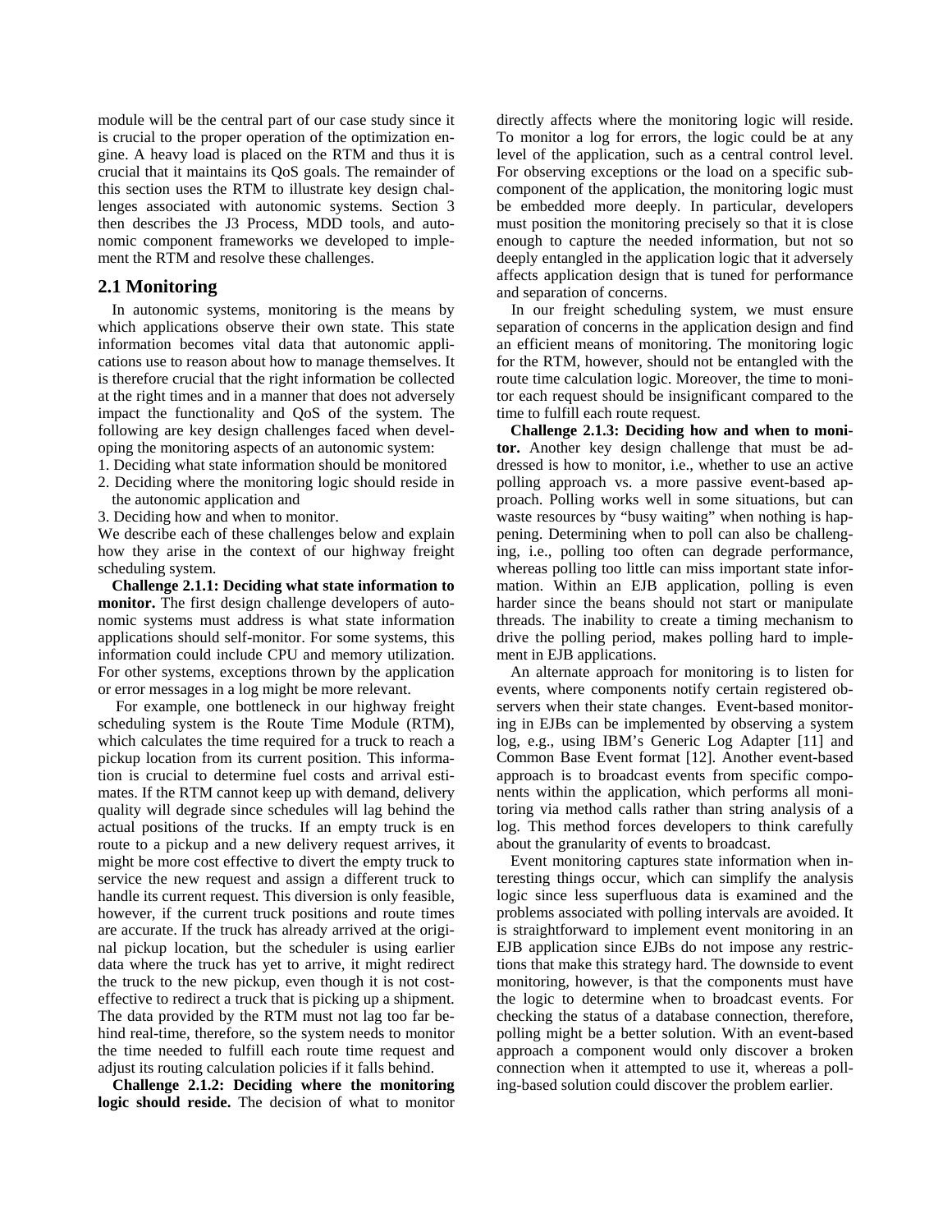module will be the central part of our case study since it is crucial to the proper operation of the optimization engine. A heavy load is placed on the RTM and thus it is crucial that it maintains its QoS goals. The remainder of this section uses the RTM to illustrate key design challenges associated with autonomic systems. Section 3 then describes the J3 Process, MDD tools, and autonomic component frameworks we developed to implement the RTM and resolve these challenges.

## 2.1 Monitoring

In autonomic systems, monitoring is the means by which applications observe their own state. This state information becomes vital data that autonomic applications use to reason about how to manage themselves. It is therefore crucial that the right information be collected at the right times and in a manner that does not adversely impact the functionality and QoS of the system. The following are key design challenges faced when developing the monitoring aspects of an autonomic system:

1. Deciding what state information should be monitored
2. Deciding where the monitoring logic should reside in the autonomic application and
3. Deciding how and when to monitor.

We describe each of these challenges below and explain how they arise in the context of our highway freight scheduling system.

**Challenge 2.1.1: Deciding what state information to monitor.** The first design challenge developers of autonomic systems must address is what state information applications should self-monitor. For some systems, this information could include CPU and memory utilization. For other systems, exceptions thrown by the application or error messages in a log might be more relevant.

For example, one bottleneck in our highway freight scheduling system is the Route Time Module (RTM), which calculates the time required for a truck to reach a pickup location from its current position. This information is crucial to determine fuel costs and arrival estimates. If the RTM cannot keep up with demand, delivery quality will degrade since schedules will lag behind the actual positions of the trucks. If an empty truck is en route to a pickup and a new delivery request arrives, it might be more cost effective to divert the empty truck to service the new request and assign a different truck to handle its current request. This diversion is only feasible, however, if the current truck positions and route times are accurate. If the truck has already arrived at the original pickup location, but the scheduler is using earlier data where the truck has yet to arrive, it might redirect the truck to the new pickup, even though it is not cost-effective to redirect a truck that is picking up a shipment. The data provided by the RTM must not lag too far behind real-time, therefore, so the system needs to monitor the time needed to fulfill each route time request and adjust its routing calculation policies if it falls behind.

**Challenge 2.1.2: Deciding where the monitoring logic should reside.** The decision of what to monitor directly affects where the monitoring logic will reside. To monitor a log for errors, the logic could be at any level of the application, such as a central control level. For observing exceptions or the load on a specific subcomponent of the application, the monitoring logic must be embedded more deeply. In particular, developers must position the monitoring precisely so that it is close enough to capture the needed information, but not so deeply entangled in the application logic that it adversely affects application design that is tuned for performance and separation of concerns.

In our freight scheduling system, we must ensure separation of concerns in the application design and find an efficient means of monitoring. The monitoring logic for the RTM, however, should not be entangled with the route time calculation logic. Moreover, the time to monitor each request should be insignificant compared to the time to fulfill each route request.

**Challenge 2.1.3: Deciding how and when to monitor.** Another key design challenge that must be addressed is how to monitor, i.e., whether to use an active polling approach vs. a more passive event-based approach. Polling works well in some situations, but can waste resources by "busy waiting" when nothing is happening. Determining when to poll can also be challenging, i.e., polling too often can degrade performance, whereas polling too little can miss important state information. Within an EJB application, polling is even harder since the beans should not start or manipulate threads. The inability to create a timing mechanism to drive the polling period, makes polling hard to implement in EJB applications.

An alternate approach for monitoring is to listen for events, where components notify certain registered observers when their state changes. Event-based monitoring in EJBs can be implemented by observing a system log, e.g., using IBM's Generic Log Adapter [11] and Common Base Event format [12]. Another event-based approach is to broadcast events from specific components within the application, which performs all monitoring via method calls rather than string analysis of a log. This method forces developers to think carefully about the granularity of events to broadcast.

Event monitoring captures state information when interesting things occur, which can simplify the analysis logic since less superfluous data is examined and the problems associated with polling intervals are avoided. It is straightforward to implement event monitoring in an EJB application since EJBs do not impose any restrictions that make this strategy hard. The downside to event monitoring, however, is that the components must have the logic to determine when to broadcast events. For checking the status of a database connection, therefore, polling might be a better solution. With an event-based approach a component would only discover a broken connection when it attempted to use it, whereas a polling-based solution could discover the problem earlier.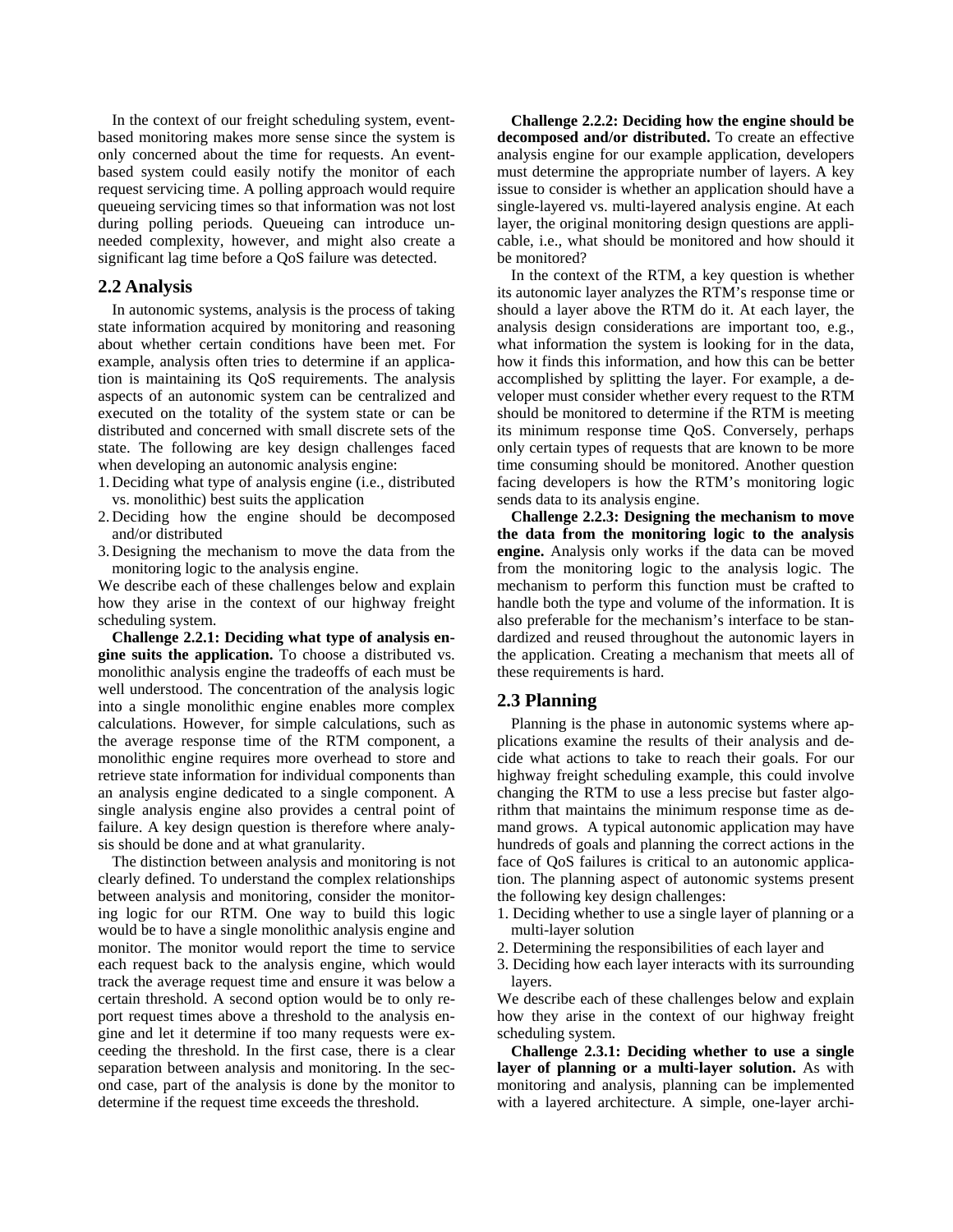In the context of our freight scheduling system, event-based monitoring makes more sense since the system is only concerned about the time for requests. An event-based system could easily notify the monitor of each request servicing time. A polling approach would require queueing servicing times so that information was not lost during polling periods. Queueing can introduce unneeded complexity, however, and might also create a significant lag time before a QoS failure was detected.

## 2.2 Analysis

In autonomic systems, analysis is the process of taking state information acquired by monitoring and reasoning about whether certain conditions have been met. For example, analysis often tries to determine if an application is maintaining its QoS requirements. The analysis aspects of an autonomic system can be centralized and executed on the totality of the system state or can be distributed and concerned with small discrete sets of the state. The following are key design challenges faced when developing an autonomic analysis engine:

1. Deciding what type of analysis engine (i.e., distributed vs. monolithic) best suits the application
2. Deciding how the engine should be decomposed and/or distributed
3. Designing the mechanism to move the data from the monitoring logic to the analysis engine.

We describe each of these challenges below and explain how they arise in the context of our highway freight scheduling system.

**Challenge 2.2.1: Deciding what type of analysis engine suits the application.** To choose a distributed vs. monolithic analysis engine the tradeoffs of each must be well understood. The concentration of the analysis logic into a single monolithic engine enables more complex calculations. However, for simple calculations, such as the average response time of the RTM component, a monolithic engine requires more overhead to store and retrieve state information for individual components than an analysis engine dedicated to a single component. A single analysis engine also provides a central point of failure. A key design question is therefore where analysis should be done and at what granularity.

The distinction between analysis and monitoring is not clearly defined. To understand the complex relationships between analysis and monitoring, consider the monitoring logic for our RTM. One way to build this logic would be to have a single monolithic analysis engine and monitor. The monitor would report the time to service each request back to the analysis engine, which would track the average request time and ensure it was below a certain threshold. A second option would be to only report request times above a threshold to the analysis engine and let it determine if too many requests were exceeding the threshold. In the first case, there is a clear separation between analysis and monitoring. In the second case, part of the analysis is done by the monitor to determine if the request time exceeds the threshold.

**Challenge 2.2.2: Deciding how the engine should be decomposed and/or distributed.** To create an effective analysis engine for our example application, developers must determine the appropriate number of layers. A key issue to consider is whether an application should have a single-layered vs. multi-layered analysis engine. At each layer, the original monitoring design questions are applicable, i.e., what should be monitored and how should it be monitored?

In the context of the RTM, a key question is whether its autonomic layer analyzes the RTM's response time or should a layer above the RTM do it. At each layer, the analysis design considerations are important too, e.g., what information the system is looking for in the data, how it finds this information, and how this can be better accomplished by splitting the layer. For example, a developer must consider whether every request to the RTM should be monitored to determine if the RTM is meeting its minimum response time QoS. Conversely, perhaps only certain types of requests that are known to be more time consuming should be monitored. Another question facing developers is how the RTM's monitoring logic sends data to its analysis engine.

**Challenge 2.2.3: Designing the mechanism to move the data from the monitoring logic to the analysis engine.** Analysis only works if the data can be moved from the monitoring logic to the analysis logic. The mechanism to perform this function must be crafted to handle both the type and volume of the information. It is also preferable for the mechanism's interface to be standardized and reused throughout the autonomic layers in the application. Creating a mechanism that meets all of these requirements is hard.

## 2.3 Planning

Planning is the phase in autonomic systems where applications examine the results of their analysis and decide what actions to take to reach their goals. For our highway freight scheduling example, this could involve changing the RTM to use a less precise but faster algorithm that maintains the minimum response time as demand grows. A typical autonomic application may have hundreds of goals and planning the correct actions in the face of QoS failures is critical to an autonomic application. The planning aspect of autonomic systems present the following key design challenges:

1. Deciding whether to use a single layer of planning or a multi-layer solution
2. Determining the responsibilities of each layer and
3. Deciding how each layer interacts with its surrounding layers.

We describe each of these challenges below and explain how they arise in the context of our highway freight scheduling system.

**Challenge 2.3.1: Deciding whether to use a single layer of planning or a multi-layer solution.** As with monitoring and analysis, planning can be implemented with a layered architecture. A simple, one-layer archi-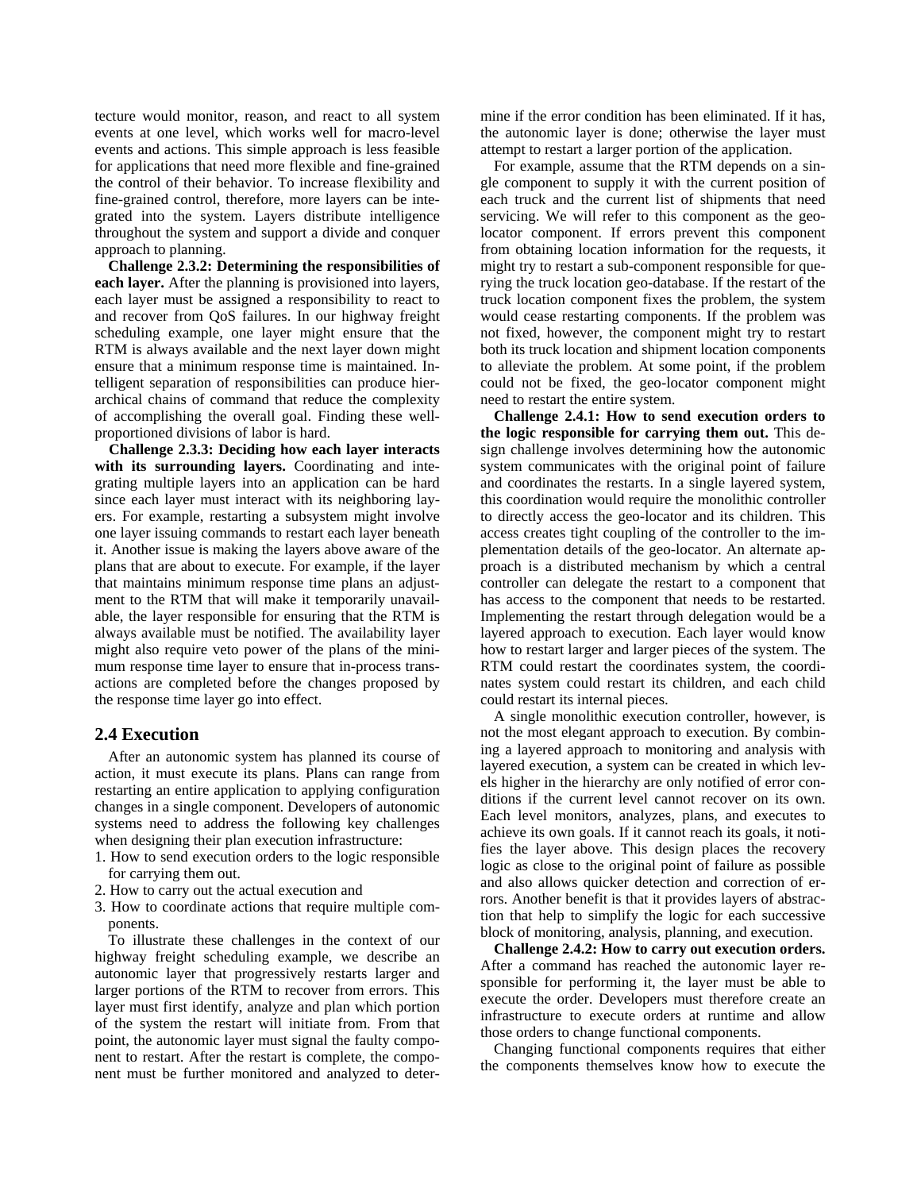tecture would monitor, reason, and react to all system events at one level, which works well for macro-level events and actions. This simple approach is less feasible for applications that need more flexible and fine-grained the control of their behavior. To increase flexibility and fine-grained control, therefore, more layers can be integrated into the system. Layers distribute intelligence throughout the system and support a divide and conquer approach to planning.

**Challenge 2.3.2: Determining the responsibilities of each layer.** After the planning is provisioned into layers, each layer must be assigned a responsibility to react to and recover from QoS failures. In our highway freight scheduling example, one layer might ensure that the RTM is always available and the next layer down might ensure that a minimum response time is maintained. Intelligent separation of responsibilities can produce hierarchical chains of command that reduce the complexity of accomplishing the overall goal. Finding these well-proportioned divisions of labor is hard.

**Challenge 2.3.3: Deciding how each layer interacts with its surrounding layers.** Coordinating and integrating multiple layers into an application can be hard since each layer must interact with its neighboring layers. For example, restarting a subsystem might involve one layer issuing commands to restart each layer beneath it. Another issue is making the layers above aware of the plans that are about to execute. For example, if the layer that maintains minimum response time plans an adjustment to the RTM that will make it temporarily unavailable, the layer responsible for ensuring that the RTM is always available must be notified. The availability layer might also require veto power of the plans of the minimum response time layer to ensure that in-process transactions are completed before the changes proposed by the response time layer go into effect.

## 2.4 Execution

After an autonomic system has planned its course of action, it must execute its plans. Plans can range from restarting an entire application to applying configuration changes in a single component. Developers of autonomic systems need to address the following key challenges when designing their plan execution infrastructure:

1. How to send execution orders to the logic responsible for carrying them out.
2. How to carry out the actual execution and
3. How to coordinate actions that require multiple components.

To illustrate these challenges in the context of our highway freight scheduling example, we describe an autonomic layer that progressively restarts larger and larger portions of the RTM to recover from errors. This layer must first identify, analyze and plan which portion of the system the restart will initiate from. From that point, the autonomic layer must signal the faulty component to restart. After the restart is complete, the component must be further monitored and analyzed to determine if the error condition has been eliminated. If it has, the autonomic layer is done; otherwise the layer must attempt to restart a larger portion of the application.

For example, assume that the RTM depends on a single component to supply it with the current position of each truck and the current list of shipments that need servicing. We will refer to this component as the geo-locator component. If errors prevent this component from obtaining location information for the requests, it might try to restart a sub-component responsible for querying the truck location geo-database. If the restart of the truck location component fixes the problem, the system would cease restarting components. If the problem was not fixed, however, the component might try to restart both its truck location and shipment location components to alleviate the problem. At some point, if the problem could not be fixed, the geo-locator component might need to restart the entire system.

**Challenge 2.4.1: How to send execution orders to the logic responsible for carrying them out.** This design challenge involves determining how the autonomic system communicates with the original point of failure and coordinates the restarts. In a single layered system, this coordination would require the monolithic controller to directly access the geo-locator and its children. This access creates tight coupling of the controller to the implementation details of the geo-locator. An alternate approach is a distributed mechanism by which a central controller can delegate the restart to a component that has access to the component that needs to be restarted. Implementing the restart through delegation would be a layered approach to execution. Each layer would know how to restart larger and larger pieces of the system. The RTM could restart the coordinates system, the coordinates system could restart its children, and each child could restart its internal pieces.

A single monolithic execution controller, however, is not the most elegant approach to execution. By combining a layered approach to monitoring and analysis with layered execution, a system can be created in which levels higher in the hierarchy are only notified of error conditions if the current level cannot recover on its own. Each level monitors, analyzes, plans, and executes to achieve its own goals. If it cannot reach its goals, it notifies the layer above. This design places the recovery logic as close to the original point of failure as possible and also allows quicker detection and correction of errors. Another benefit is that it provides layers of abstraction that help to simplify the logic for each successive block of monitoring, analysis, planning, and execution.

**Challenge 2.4.2: How to carry out execution orders.** After a command has reached the autonomic layer responsible for performing it, the layer must be able to execute the order. Developers must therefore create an infrastructure to execute orders at runtime and allow those orders to change functional components.

Changing functional components requires that either the components themselves know how to execute the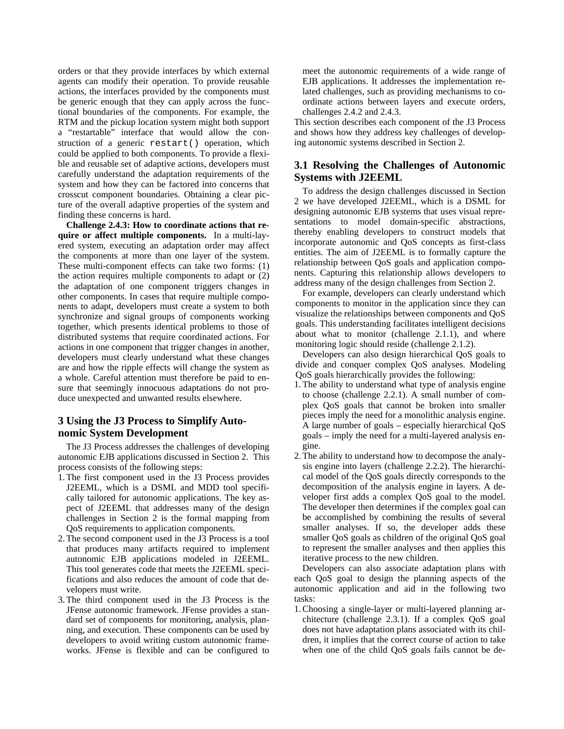orders or that they provide interfaces by which external agents can modify their operation. To provide reusable actions, the interfaces provided by the components must be generic enough that they can apply across the functional boundaries of the components. For example, the RTM and the pickup location system might both support a "restartable" interface that would allow the construction of a generic `restart()` operation, which could be applied to both components. To provide a flexible and reusable set of adaptive actions, developers must carefully understand the adaptation requirements of the system and how they can be factored into concerns that crosscut component boundaries. Obtaining a clear picture of the overall adaptive properties of the system and finding these concerns is hard.

**Challenge 2.4.3: How to coordinate actions that require or affect multiple components.** In a multi-layered system, executing an adaptation order may affect the components at more than one layer of the system. These multi-component effects can take two forms: (1) the action requires multiple components to adapt or (2) the adaptation of one component triggers changes in other components. In cases that require multiple components to adapt, developers must create a system to both synchronize and signal groups of components working together, which presents identical problems to those of distributed systems that require coordinated actions. For actions in one component that trigger changes in another, developers must clearly understand what these changes are and how the ripple effects will change the system as a whole. Careful attention must therefore be paid to ensure that seemingly innocuous adaptations do not produce unexpected and unwanted results elsewhere.

## 3 Using the J3 Process to Simplify Autonomic System Development

The J3 Process addresses the challenges of developing autonomic EJB applications discussed in Section 2. This process consists of the following steps:

1. The first component used in the J3 Process provides J2EEML, which is a DSML and MDD tool specifically tailored for autonomic applications. The key aspect of J2EEML that addresses many of the design challenges in Section 2 is the formal mapping from QoS requirements to application components.
2. The second component used in the J3 Process is a tool that produces many artifacts required to implement autonomic EJB applications modeled in J2EEML. This tool generates code that meets the J2EEML specifications and also reduces the amount of code that developers must write.
3. The third component used in the J3 Process is the JFense autonomic framework. JFense provides a standard set of components for monitoring, analysis, planning, and execution. These components can be used by developers to avoid writing custom autonomic frameworks. JFense is flexible and can be configured to meet the autonomic requirements of a wide range of EJB applications. It addresses the implementation related challenges, such as providing mechanisms to coordinate actions between layers and execute orders, challenges 2.4.2 and 2.4.3.

This section describes each component of the J3 Process and shows how they address key challenges of developing autonomic systems described in Section 2.

### 3.1 Resolving the Challenges of Autonomic Systems with J2EEML

To address the design challenges discussed in Section 2 we have developed J2EEML, which is a DSML for designing autonomic EJB systems that uses visual representations to model domain-specific abstractions, thereby enabling developers to construct models that incorporate autonomic and QoS concepts as first-class entities. The aim of J2EEML is to formally capture the relationship between QoS goals and application components. Capturing this relationship allows developers to address many of the design challenges from Section 2.

For example, developers can clearly understand which components to monitor in the application since they can visualize the relationships between components and QoS goals. This understanding facilitates intelligent decisions about what to monitor (challenge 2.1.1), and where monitoring logic should reside (challenge 2.1.2).

Developers can also design hierarchical QoS goals to divide and conquer complex QoS analyses. Modeling QoS goals hierarchically provides the following:

1. The ability to understand what type of analysis engine to choose (challenge 2.2.1). A small number of complex QoS goals that cannot be broken into smaller pieces imply the need for a monolithic analysis engine. A large number of goals – especially hierarchical QoS goals – imply the need for a multi-layered analysis engine.
2. The ability to understand how to decompose the analysis engine into layers (challenge 2.2.2). The hierarchical model of the QoS goals directly corresponds to the decomposition of the analysis engine in layers. A developer first adds a complex QoS goal to the model. The developer then determines if the complex goal can be accomplished by combining the results of several smaller analyses. If so, the developer adds these smaller QoS goals as children of the original QoS goal to represent the smaller analyses and then applies this iterative process to the new children.

Developers can also associate adaptation plans with each QoS goal to design the planning aspects of the autonomic application and aid in the following two tasks:

1. Choosing a single-layer or multi-layered planning architecture (challenge 2.3.1). If a complex QoS goal does not have adaptation plans associated with its children, it implies that the correct course of action to take when one of the child QoS goals fails cannot be de-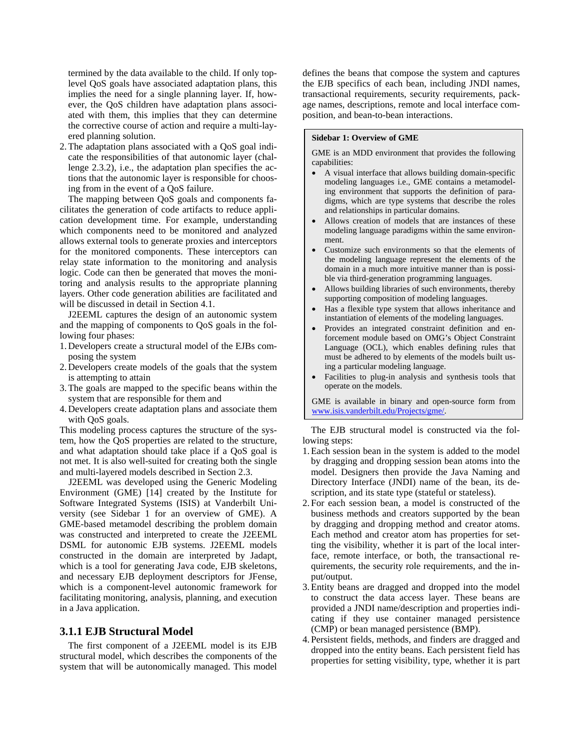termined by the data available to the child. If only top-level QoS goals have associated adaptation plans, this implies the need for a single planning layer. If, however, the QoS children have adaptation plans associated with them, this implies that they can determine the corrective course of action and require a multi-layered planning solution.

2. The adaptation plans associated with a QoS goal indicate the responsibilities of that autonomic layer (challenge 2.3.2), i.e., the adaptation plan specifies the actions that the autonomic layer is responsible for choosing from in the event of a QoS failure.

The mapping between QoS goals and components facilitates the generation of code artifacts to reduce application development time. For example, understanding which components need to be monitored and analyzed allows external tools to generate proxies and interceptors for the monitored components. These interceptors can relay state information to the monitoring and analysis logic. Code can then be generated that moves the monitoring and analysis results to the appropriate planning layers. Other code generation abilities are facilitated and will be discussed in detail in Section 4.1.

J2EEML captures the design of an autonomic system and the mapping of components to QoS goals in the following four phases:

1. Developers create a structural model of the EJBs composing the system
2. Developers create models of the goals that the system is attempting to attain
3. The goals are mapped to the specific beans within the system that are responsible for them and
4. Developers create adaptation plans and associate them with QoS goals.

This modeling process captures the structure of the system, how the QoS properties are related to the structure, and what adaptation should take place if a QoS goal is not met. It is also well-suited for creating both the single and multi-layered models described in Section 2.3.

J2EEML was developed using the Generic Modeling Environment (GME) [14] created by the Institute for Software Integrated Systems (ISIS) at Vanderbilt University (see Sidebar 1 for an overview of GME). A GME-based metamodel describing the problem domain was constructed and interpreted to create the J2EEML DSML for autonomic EJB systems. J2EEML models constructed in the domain are interpreted by Jadapt, which is a tool for generating Java code, EJB skeletons, and necessary EJB deployment descriptors for JFense, which is a component-level autonomic framework for facilitating monitoring, analysis, planning, and execution in a Java application.

### 3.1.1 EJB Structural Model

The first component of a J2EEML model is its EJB structural model, which describes the components of the system that will be autonomically managed. This model defines the beans that compose the system and captures the EJB specifics of each bean, including JNDI names, transactional requirements, security requirements, package names, descriptions, remote and local interface composition, and bean-to-bean interactions.

> **Sidebar 1: Overview of GME**
>
> GME is an MDD environment that provides the following capabilities:
>
> - A visual interface that allows building domain-specific modeling languages i.e., GME contains a metamodeling environment that supports the definition of paradigms, which are type systems that describe the roles and relationships in particular domains.
> - Allows creation of models that are instances of these modeling language paradigms within the same environment.
> - Customize such environments so that the elements of the modeling language represent the elements of the domain in a much more intuitive manner than is possible via third-generation programming languages.
> - Allows building libraries of such environments, thereby supporting composition of modeling languages.
> - Has a flexible type system that allows inheritance and instantiation of elements of the modeling languages.
> - Provides an integrated constraint definition and enforcement module based on OMG's Object Constraint Language (OCL), which enables defining rules that must be adhered to by elements of the models built using a particular modeling language.
> - Facilities to plug-in analysis and synthesis tools that operate on the models.
>
> GME is available in binary and open-source form from www.isis.vanderbilt.edu/Projects/gme/.

The EJB structural model is constructed via the following steps:

1. Each session bean in the system is added to the model by dragging and dropping session bean atoms into the model. Designers then provide the Java Naming and Directory Interface (JNDI) name of the bean, its description, and its state type (stateful or stateless).
2. For each session bean, a model is constructed of the business methods and creators supported by the bean by dragging and dropping method and creator atoms. Each method and creator atom has properties for setting the visibility, whether it is part of the local interface, remote interface, or both, the transactional requirements, the security role requirements, and the input/output.
3. Entity beans are dragged and dropped into the model to construct the data access layer. These beans are provided a JNDI name/description and properties indicating if they use container managed persistence (CMP) or bean managed persistence (BMP).
4. Persistent fields, methods, and finders are dragged and dropped into the entity beans. Each persistent field has properties for setting visibility, type, whether it is part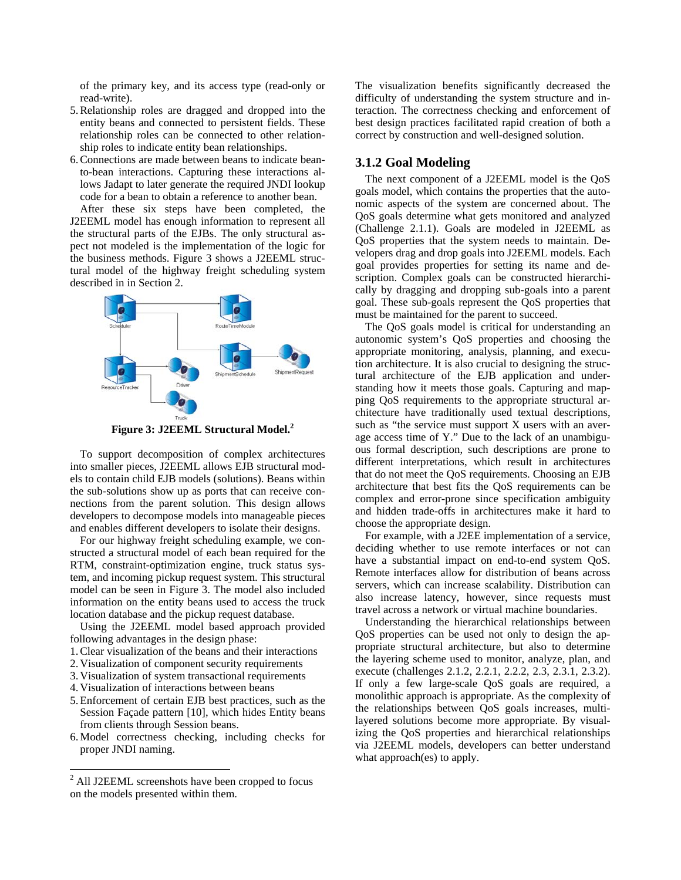of the primary key, and its access type (read-only or read-write).

5. Relationship roles are dragged and dropped into the entity beans and connected to persistent fields. These relationship roles can be connected to other relationship roles to indicate entity bean relationships.
6. Connections are made between beans to indicate bean-to-bean interactions. Capturing these interactions allows Jadapt to later generate the required JNDI lookup code for a bean to obtain a reference to another bean.

After these six steps have been completed, the J2EEML model has enough information to represent all the structural parts of the EJBs. The only structural aspect not modeled is the implementation of the logic for the business methods. Figure 3 shows a J2EEML structural model of the highway freight scheduling system described in in Section 2.

**Figure 3: J2EEML Structural Model.**[2]

To support decomposition of complex architectures into smaller pieces, J2EEML allows EJB structural models to contain child EJB models (solutions). Beans within the sub-solutions show up as ports that can receive connections from the parent solution. This design allows developers to decompose models into manageable pieces and enables different developers to isolate their designs.

For our highway freight scheduling example, we constructed a structural model of each bean required for the RTM, constraint-optimization engine, truck status system, and incoming pickup request system. This structural model can be seen in Figure 3. The model also included information on the entity beans used to access the truck location database and the pickup request database.

Using the J2EEML model based approach provided following advantages in the design phase:

1. Clear visualization of the beans and their interactions
2. Visualization of component security requirements
3. Visualization of system transactional requirements
4. Visualization of interactions between beans
5. Enforcement of certain EJB best practices, such as the Session Façade pattern [10], which hides Entity beans from clients through Session beans.
6. Model correctness checking, including checks for proper JNDI naming.

The visualization benefits significantly decreased the difficulty of understanding the system structure and interaction. The correctness checking and enforcement of best design practices facilitated rapid creation of both a correct by construction and well-designed solution.

### 3.1.2 Goal Modeling

The next component of a J2EEML model is the QoS goals model, which contains the properties that the autonomic aspects of the system are concerned about. The QoS goals determine what gets monitored and analyzed (Challenge 2.1.1). Goals are modeled in J2EEML as QoS properties that the system needs to maintain. Developers drag and drop goals into J2EEML models. Each goal provides properties for setting its name and description. Complex goals can be constructed hierarchically by dragging and dropping sub-goals into a parent goal. These sub-goals represent the QoS properties that must be maintained for the parent to succeed.

The QoS goals model is critical for understanding an autonomic system's QoS properties and choosing the appropriate monitoring, analysis, planning, and execution architecture. It is also crucial to designing the structural architecture of the EJB application and understanding how it meets those goals. Capturing and mapping QoS requirements to the appropriate structural architecture have traditionally used textual descriptions, such as "the service must support X users with an average access time of Y." Due to the lack of an unambiguous formal description, such descriptions are prone to different interpretations, which result in architectures that do not meet the QoS requirements. Choosing an EJB architecture that best fits the QoS requirements can be complex and error-prone since specification ambiguity and hidden trade-offs in architectures make it hard to choose the appropriate design.

For example, with a J2EE implementation of a service, deciding whether to use remote interfaces or not can have a substantial impact on end-to-end system QoS. Remote interfaces allow for distribution of beans across servers, which can increase scalability. Distribution can also increase latency, however, since requests must travel across a network or virtual machine boundaries.

Understanding the hierarchical relationships between QoS properties can be used not only to design the appropriate structural architecture, but also to determine the layering scheme used to monitor, analyze, plan, and execute (challenges 2.1.2, 2.2.1, 2.2.2, 2.3, 2.3.1, 2.3.2). If only a few large-scale QoS goals are required, a monolithic approach is appropriate. As the complexity of the relationships between QoS goals increases, multi-layered solutions become more appropriate. By visualizing the QoS properties and hierarchical relationships via J2EEML models, developers can better understand what approach(es) to apply.

[2] All J2EEML screenshots have been cropped to focus on the models presented within them.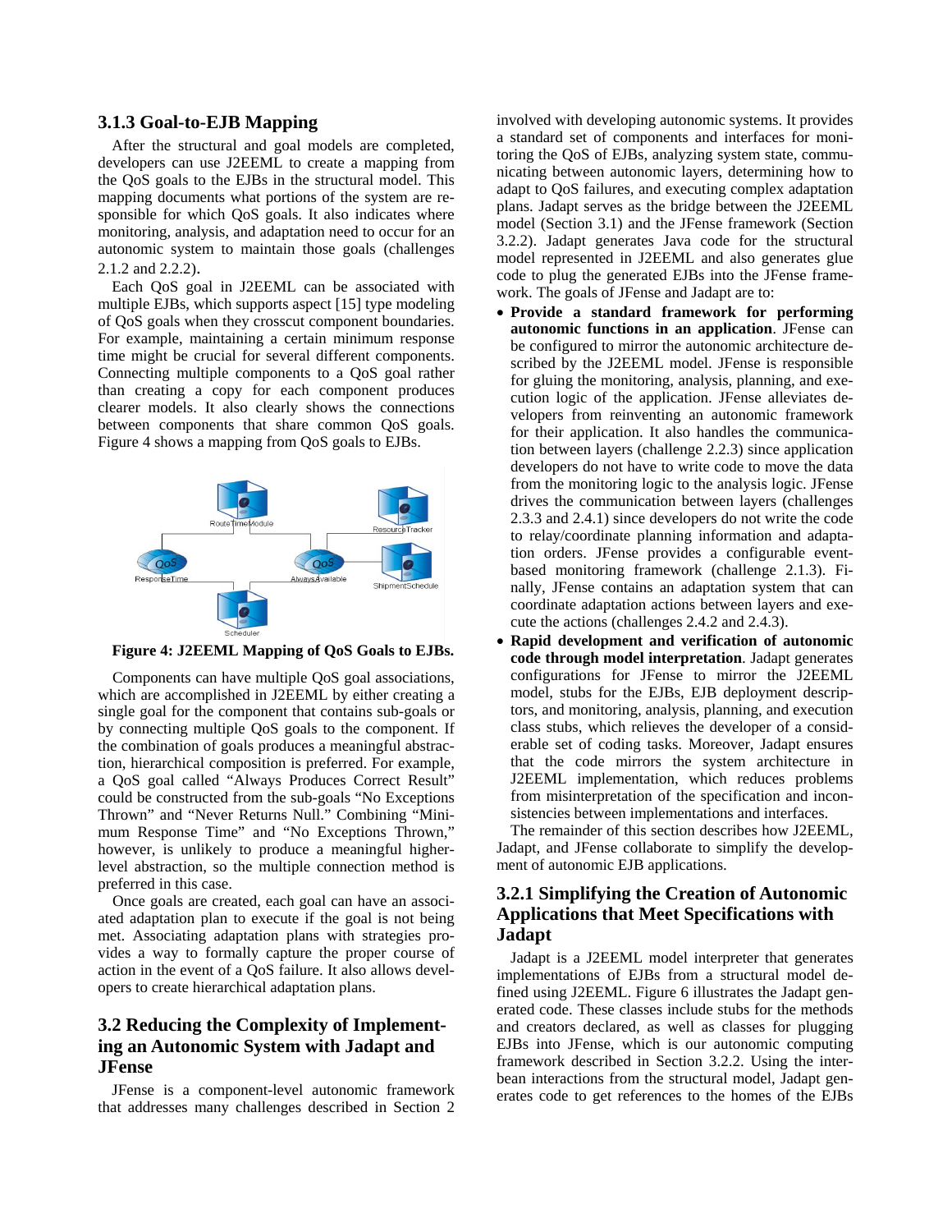### 3.1.3 Goal-to-EJB Mapping

After the structural and goal models are completed, developers can use J2EEML to create a mapping from the QoS goals to the EJBs in the structural model. This mapping documents what portions of the system are responsible for which QoS goals. It also indicates where monitoring, analysis, and adaptation need to occur for an autonomic system to maintain those goals (challenges 2.1.2 and 2.2.2).

Each QoS goal in J2EEML can be associated with multiple EJBs, which supports aspect [15] type modeling of QoS goals when they crosscut component boundaries. For example, maintaining a certain minimum response time might be crucial for several different components. Connecting multiple components to a QoS goal rather than creating a copy for each component produces clearer models. It also clearly shows the connections between components that share common QoS goals. Figure 4 shows a mapping from QoS goals to EJBs.

**Figure 4: J2EEML Mapping of QoS Goals to EJBs.**

Components can have multiple QoS goal associations, which are accomplished in J2EEML by either creating a single goal for the component that contains sub-goals or by connecting multiple QoS goals to the component. If the combination of goals produces a meaningful abstraction, hierarchical composition is preferred. For example, a QoS goal called "Always Produces Correct Result" could be constructed from the sub-goals "No Exceptions Thrown" and "Never Returns Null." Combining "Minimum Response Time" and "No Exceptions Thrown," however, is unlikely to produce a meaningful higher-level abstraction, so the multiple connection method is preferred in this case.

Once goals are created, each goal can have an associated adaptation plan to execute if the goal is not being met. Associating adaptation plans with strategies provides a way to formally capture the proper course of action in the event of a QoS failure. It also allows developers to create hierarchical adaptation plans.

## 3.2 Reducing the Complexity of Implementing an Autonomic System with Jadapt and JFense

JFense is a component-level autonomic framework that addresses many challenges described in Section 2 involved with developing autonomic systems. It provides a standard set of components and interfaces for monitoring the QoS of EJBs, analyzing system state, communicating between autonomic layers, determining how to adapt to QoS failures, and executing complex adaptation plans. Jadapt serves as the bridge between the J2EEML model (Section 3.1) and the JFense framework (Section 3.2.2). Jadapt generates Java code for the structural model represented in J2EEML and also generates glue code to plug the generated EJBs into the JFense framework. The goals of JFense and Jadapt are to:

- **Provide a standard framework for performing autonomic functions in an application**. JFense can be configured to mirror the autonomic architecture described by the J2EEML model. JFense is responsible for gluing the monitoring, analysis, planning, and execution logic of the application. JFense alleviates developers from reinventing an autonomic framework for their application. It also handles the communication between layers (challenge 2.2.3) since application developers do not have to write code to move the data from the monitoring logic to the analysis logic. JFense drives the communication between layers (challenges 2.3.3 and 2.4.1) since developers do not write the code to relay/coordinate planning information and adaptation orders. JFense provides a configurable event-based monitoring framework (challenge 2.1.3). Finally, JFense contains an adaptation system that can coordinate adaptation actions between layers and execute the actions (challenges 2.4.2 and 2.4.3).
- **Rapid development and verification of autonomic code through model interpretation**. Jadapt generates configurations for JFense to mirror the J2EEML model, stubs for the EJBs, EJB deployment descriptors, and monitoring, analysis, planning, and execution class stubs, which relieves the developer of a considerable set of coding tasks. Moreover, Jadapt ensures that the code mirrors the system architecture in J2EEML implementation, which reduces problems from misinterpretation of the specification and inconsistencies between implementations and interfaces.

The remainder of this section describes how J2EEML, Jadapt, and JFense collaborate to simplify the development of autonomic EJB applications.

### 3.2.1 Simplifying the Creation of Autonomic Applications that Meet Specifications with Jadapt

Jadapt is a J2EEML model interpreter that generates implementations of EJBs from a structural model defined using J2EEML. Figure 6 illustrates the Jadapt generated code. These classes include stubs for the methods and creators declared, as well as classes for plugging EJBs into JFense, which is our autonomic computing framework described in Section 3.2.2. Using the inter-bean interactions from the structural model, Jadapt generates code to get references to the homes of the EJBs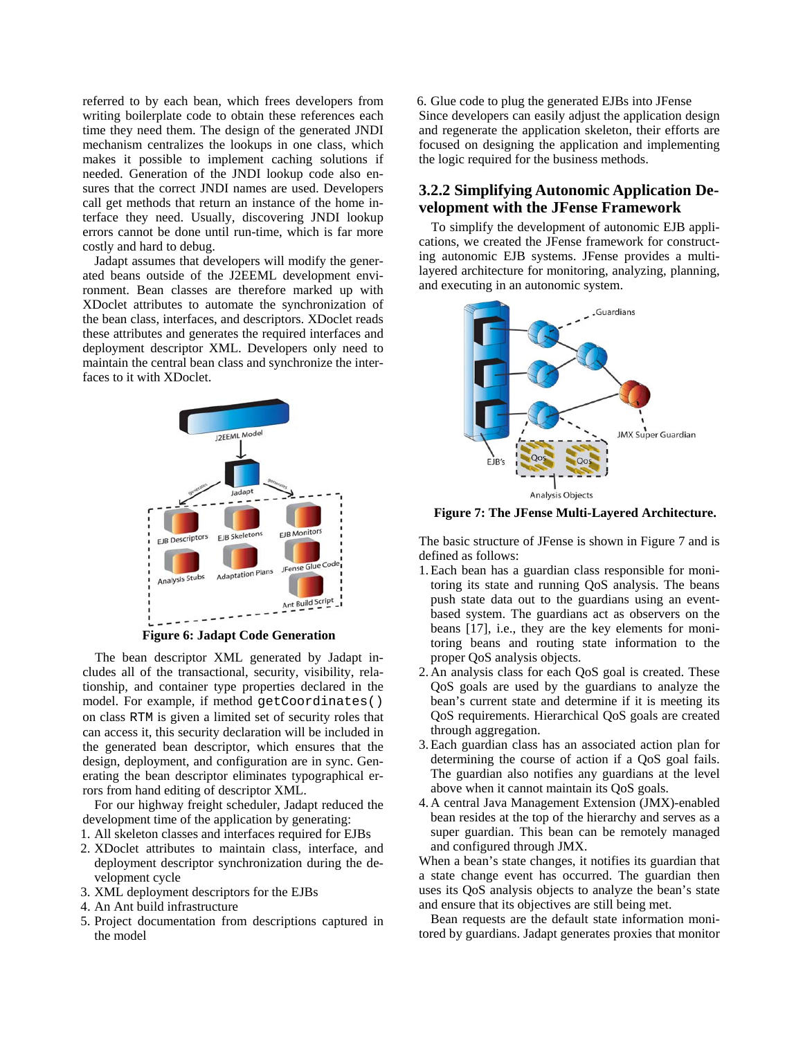referred to by each bean, which frees developers from writing boilerplate code to obtain these references each time they need them. The design of the generated JNDI mechanism centralizes the lookups in one class, which makes it possible to implement caching solutions if needed. Generation of the JNDI lookup code also ensures that the correct JNDI names are used. Developers call get methods that return an instance of the home interface they need. Usually, discovering JNDI lookup errors cannot be done until run-time, which is far more costly and hard to debug.

Jadapt assumes that developers will modify the generated beans outside of the J2EEML development environment. Bean classes are therefore marked up with XDoclet attributes to automate the synchronization of the bean class, interfaces, and descriptors. XDoclet reads these attributes and generates the required interfaces and deployment descriptor XML. Developers only need to maintain the central bean class and synchronize the interfaces to it with XDoclet.

**Figure 6: Jadapt Code Generation**

The bean descriptor XML generated by Jadapt includes all of the transactional, security, visibility, relationship, and container type properties declared in the model. For example, if method `getCoordinates()` on class `RTM` is given a limited set of security roles that can access it, this security declaration will be included in the generated bean descriptor, which ensures that the design, deployment, and configuration are in sync. Generating the bean descriptor eliminates typographical errors from hand editing of descriptor XML.

For our highway freight scheduler, Jadapt reduced the development time of the application by generating:

1. All skeleton classes and interfaces required for EJBs
2. XDoclet attributes to maintain class, interface, and deployment descriptor synchronization during the development cycle
3. XML deployment descriptors for the EJBs
4. An Ant build infrastructure
5. Project documentation from descriptions captured in the model
6. Glue code to plug the generated EJBs into JFense

Since developers can easily adjust the application design and regenerate the application skeleton, their efforts are focused on designing the application and implementing the logic required for the business methods.

### 3.2.2 Simplifying Autonomic Application Development with the JFense Framework

To simplify the development of autonomic EJB applications, we created the JFense framework for constructing autonomic EJB systems. JFense provides a multi-layered architecture for monitoring, analyzing, planning, and executing in an autonomic system.

**Figure 7: The JFense Multi-Layered Architecture.**

The basic structure of JFense is shown in Figure 7 and is defined as follows:

1. Each bean has a guardian class responsible for monitoring its state and running QoS analysis. The beans push state data out to the guardians using an event-based system. The guardians act as observers on the beans [17], i.e., they are the key elements for monitoring beans and routing state information to the proper QoS analysis objects.
2. An analysis class for each QoS goal is created. These QoS goals are used by the guardians to analyze the bean's current state and determine if it is meeting its QoS requirements. Hierarchical QoS goals are created through aggregation.
3. Each guardian class has an associated action plan for determining the course of action if a QoS goal fails. The guardian also notifies any guardians at the level above when it cannot maintain its QoS goals.
4. A central Java Management Extension (JMX)-enabled bean resides at the top of the hierarchy and serves as a super guardian. This bean can be remotely managed and configured through JMX.

When a bean's state changes, it notifies its guardian that a state change event has occurred. The guardian then uses its QoS analysis objects to analyze the bean's state and ensure that its objectives are still being met.

Bean requests are the default state information monitored by guardians. Jadapt generates proxies that monitor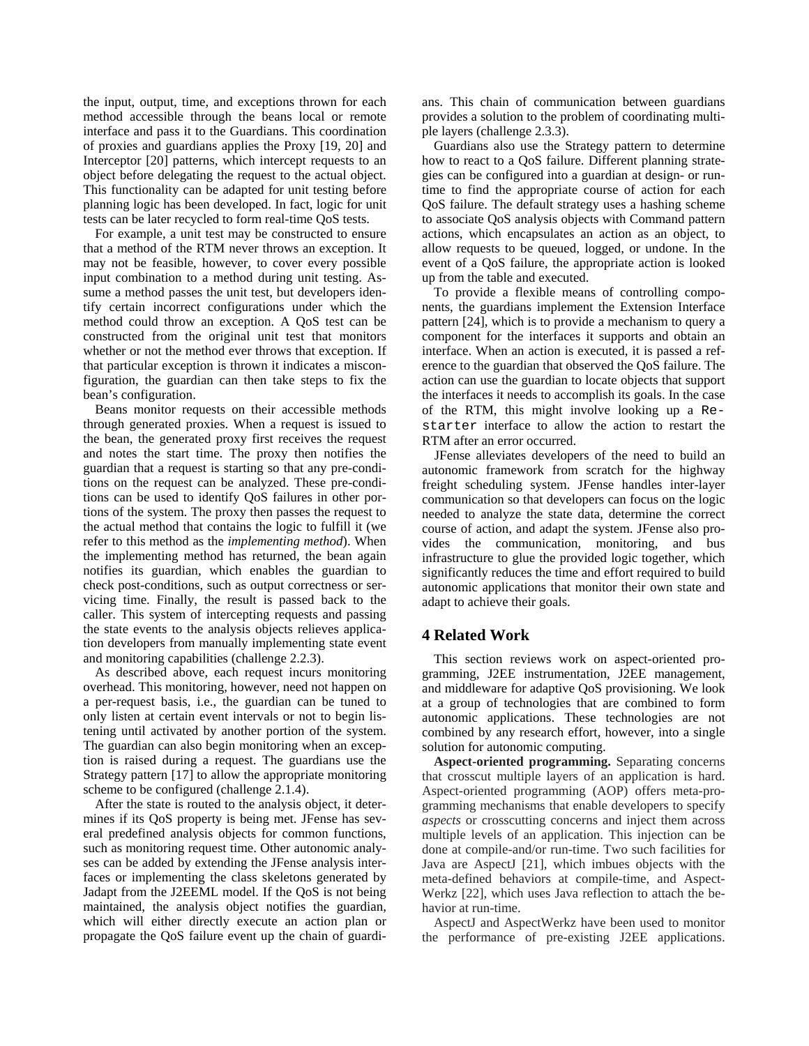the input, output, time, and exceptions thrown for each method accessible through the beans local or remote interface and pass it to the Guardians. This coordination of proxies and guardians applies the Proxy [19, 20] and Interceptor [20] patterns, which intercept requests to an object before delegating the request to the actual object. This functionality can be adapted for unit testing before planning logic has been developed. In fact, logic for unit tests can be later recycled to form real-time QoS tests.

For example, a unit test may be constructed to ensure that a method of the RTM never throws an exception. It may not be feasible, however, to cover every possible input combination to a method during unit testing. Assume a method passes the unit test, but developers identify certain incorrect configurations under which the method could throw an exception. A QoS test can be constructed from the original unit test that monitors whether or not the method ever throws that exception. If that particular exception is thrown it indicates a misconfiguration, the guardian can then take steps to fix the bean's configuration.

Beans monitor requests on their accessible methods through generated proxies. When a request is issued to the bean, the generated proxy first receives the request and notes the start time. The proxy then notifies the guardian that a request is starting so that any pre-conditions on the request can be analyzed. These pre-conditions can be used to identify QoS failures in other portions of the system. The proxy then passes the request to the actual method that contains the logic to fulfill it (we refer to this method as the *implementing method*). When the implementing method has returned, the bean again notifies its guardian, which enables the guardian to check post-conditions, such as output correctness or servicing time. Finally, the result is passed back to the caller. This system of intercepting requests and passing the state events to the analysis objects relieves application developers from manually implementing state event and monitoring capabilities (challenge 2.2.3).

As described above, each request incurs monitoring overhead. This monitoring, however, need not happen on a per-request basis, i.e., the guardian can be tuned to only listen at certain event intervals or not to begin listening until activated by another portion of the system. The guardian can also begin monitoring when an exception is raised during a request. The guardians use the Strategy pattern [17] to allow the appropriate monitoring scheme to be configured (challenge 2.1.4).

After the state is routed to the analysis object, it determines if its QoS property is being met. JFense has several predefined analysis objects for common functions, such as monitoring request time. Other autonomic analyses can be added by extending the JFense analysis interfaces or implementing the class skeletons generated by Jadapt from the J2EEML model. If the QoS is not being maintained, the analysis object notifies the guardian, which will either directly execute an action plan or propagate the QoS failure event up the chain of guardians. This chain of communication between guardians provides a solution to the problem of coordinating multiple layers (challenge 2.3.3).

Guardians also use the Strategy pattern to determine how to react to a QoS failure. Different planning strategies can be configured into a guardian at design- or run-time to find the appropriate course of action for each QoS failure. The default strategy uses a hashing scheme to associate QoS analysis objects with Command pattern actions, which encapsulates an action as an object, to allow requests to be queued, logged, or undone. In the event of a QoS failure, the appropriate action is looked up from the table and executed.

To provide a flexible means of controlling components, the guardians implement the Extension Interface pattern [24], which is to provide a mechanism to query a component for the interfaces it supports and obtain an interface. When an action is executed, it is passed a reference to the guardian that observed the QoS failure. The action can use the guardian to locate objects that support the interfaces it needs to accomplish its goals. In the case of the RTM, this might involve looking up a `Restarter` interface to allow the action to restart the RTM after an error occurred.

JFense alleviates developers of the need to build an autonomic framework from scratch for the highway freight scheduling system. JFense handles inter-layer communication so that developers can focus on the logic needed to analyze the state data, determine the correct course of action, and adapt the system. JFense also provides the communication, monitoring, and bus infrastructure to glue the provided logic together, which significantly reduces the time and effort required to build autonomic applications that monitor their own state and adapt to achieve their goals.

## 4 Related Work

This section reviews work on aspect-oriented programming, J2EE instrumentation, J2EE management, and middleware for adaptive QoS provisioning. We look at a group of technologies that are combined to form autonomic applications. These technologies are not combined by any research effort, however, into a single solution for autonomic computing.

**Aspect-oriented programming.** Separating concerns that crosscut multiple layers of an application is hard. Aspect-oriented programming (AOP) offers meta-programming mechanisms that enable developers to specify *aspects* or crosscutting concerns and inject them across multiple levels of an application. This injection can be done at compile-and/or run-time. Two such facilities for Java are AspectJ [21], which imbues objects with the meta-defined behaviors at compile-time, and AspectWerkz [22], which uses Java reflection to attach the behavior at run-time.

AspectJ and AspectWerkz have been used to monitor the performance of pre-existing J2EE applications.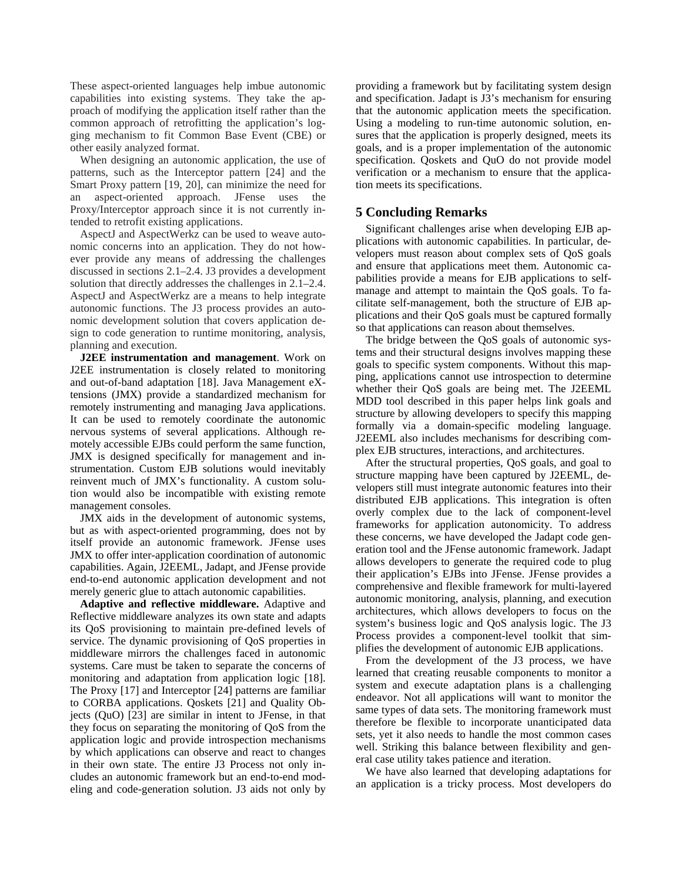These aspect-oriented languages help imbue autonomic capabilities into existing systems. They take the approach of modifying the application itself rather than the common approach of retrofitting the application's logging mechanism to fit Common Base Event (CBE) or other easily analyzed format.

When designing an autonomic application, the use of patterns, such as the Interceptor pattern [24] and the Smart Proxy pattern [19, 20], can minimize the need for an aspect-oriented approach. JFense uses the Proxy/Interceptor approach since it is not currently intended to retrofit existing applications.

AspectJ and AspectWerkz can be used to weave autonomic concerns into an application. They do not however provide any means of addressing the challenges discussed in sections 2.1–2.4. J3 provides a development solution that directly addresses the challenges in 2.1–2.4. AspectJ and AspectWerkz are a means to help integrate autonomic functions. The J3 process provides an autonomic development solution that covers application design to code generation to runtime monitoring, analysis, planning and execution.

**J2EE instrumentation and management**. Work on J2EE instrumentation is closely related to monitoring and out-of-band adaptation [18]. Java Management eXtensions (JMX) provide a standardized mechanism for remotely instrumenting and managing Java applications. It can be used to remotely coordinate the autonomic nervous systems of several applications. Although remotely accessible EJBs could perform the same function, JMX is designed specifically for management and instrumentation. Custom EJB solutions would inevitably reinvent much of JMX's functionality. A custom solution would also be incompatible with existing remote management consoles.

JMX aids in the development of autonomic systems, but as with aspect-oriented programming, does not by itself provide an autonomic framework. JFense uses JMX to offer inter-application coordination of autonomic capabilities. Again, J2EEML, Jadapt, and JFense provide end-to-end autonomic application development and not merely generic glue to attach autonomic capabilities.

**Adaptive and reflective middleware.** Adaptive and Reflective middleware analyzes its own state and adapts its QoS provisioning to maintain pre-defined levels of service. The dynamic provisioning of QoS properties in middleware mirrors the challenges faced in autonomic systems. Care must be taken to separate the concerns of monitoring and adaptation from application logic [18]. The Proxy [17] and Interceptor [24] patterns are familiar to CORBA applications. Qoskets [21] and Quality Objects (QuO) [23] are similar in intent to JFense, in that they focus on separating the monitoring of QoS from the application logic and provide introspection mechanisms by which applications can observe and react to changes in their own state. The entire J3 Process not only includes an autonomic framework but an end-to-end modeling and code-generation solution. J3 aids not only by providing a framework but by facilitating system design and specification. Jadapt is J3's mechanism for ensuring that the autonomic application meets the specification. Using a modeling to run-time autonomic solution, ensures that the application is properly designed, meets its goals, and is a proper implementation of the autonomic specification. Qoskets and QuO do not provide model verification or a mechanism to ensure that the application meets its specifications.

## 5 Concluding Remarks

Significant challenges arise when developing EJB applications with autonomic capabilities. In particular, developers must reason about complex sets of QoS goals and ensure that applications meet them. Autonomic capabilities provide a means for EJB applications to self-manage and attempt to maintain the QoS goals. To facilitate self-management, both the structure of EJB applications and their QoS goals must be captured formally so that applications can reason about themselves.

The bridge between the QoS goals of autonomic systems and their structural designs involves mapping these goals to specific system components. Without this mapping, applications cannot use introspection to determine whether their QoS goals are being met. The J2EEML MDD tool described in this paper helps link goals and structure by allowing developers to specify this mapping formally via a domain-specific modeling language. J2EEML also includes mechanisms for describing complex EJB structures, interactions, and architectures.

After the structural properties, QoS goals, and goal to structure mapping have been captured by J2EEML, developers still must integrate autonomic features into their distributed EJB applications. This integration is often overly complex due to the lack of component-level frameworks for application autonomicity. To address these concerns, we have developed the Jadapt code generation tool and the JFense autonomic framework. Jadapt allows developers to generate the required code to plug their application's EJBs into JFense. JFense provides a comprehensive and flexible framework for multi-layered autonomic monitoring, analysis, planning, and execution architectures, which allows developers to focus on the system's business logic and QoS analysis logic. The J3 Process provides a component-level toolkit that simplifies the development of autonomic EJB applications.

From the development of the J3 process, we have learned that creating reusable components to monitor a system and execute adaptation plans is a challenging endeavor. Not all applications will want to monitor the same types of data sets. The monitoring framework must therefore be flexible to incorporate unanticipated data sets, yet it also needs to handle the most common cases well. Striking this balance between flexibility and general case utility takes patience and iteration.

We have also learned that developing adaptations for an application is a tricky process. Most developers do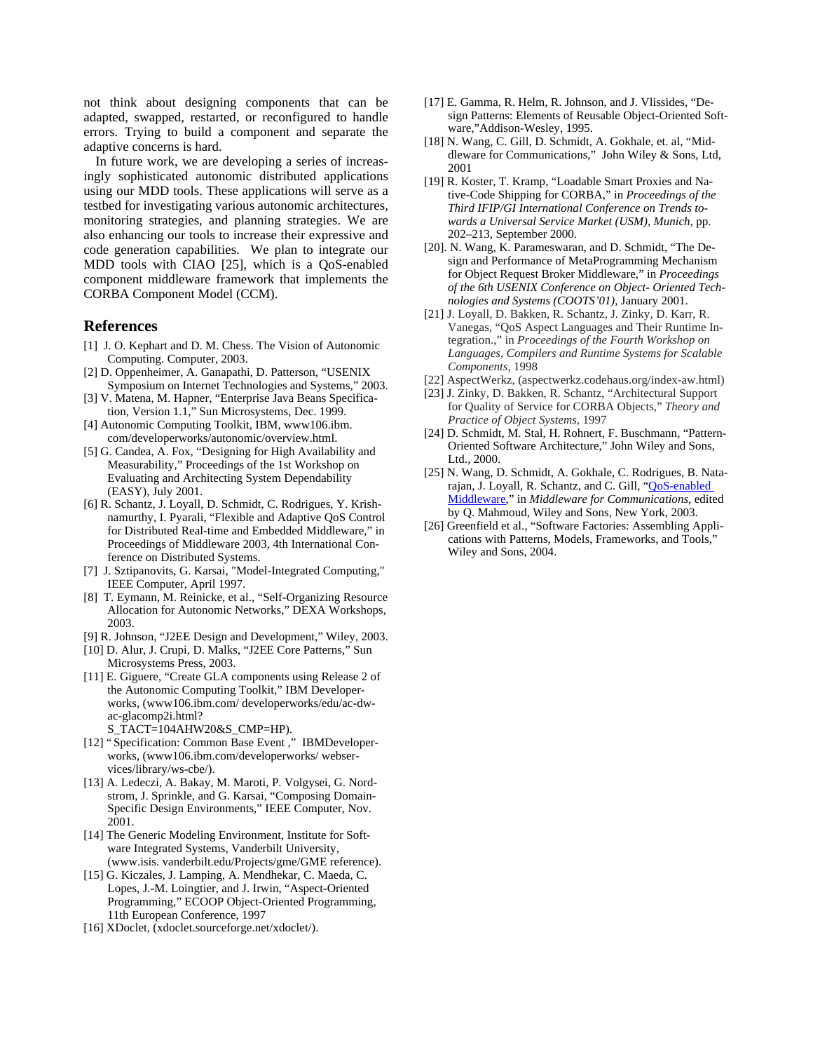not think about designing components that can be adapted, swapped, restarted, or reconfigured to handle errors. Trying to build a component and separate the adaptive concerns is hard.

In future work, we are developing a series of increasingly sophisticated autonomic distributed applications using our MDD tools. These applications will serve as a testbed for investigating various autonomic architectures, monitoring strategies, and planning strategies. We are also enhancing our tools to increase their expressive and code generation capabilities. We plan to integrate our MDD tools with CIAO [25], which is a QoS-enabled component middleware framework that implements the CORBA Component Model (CCM).

## References

[1] J. O. Kephart and D. M. Chess. The Vision of Autonomic Computing. Computer, 2003.

[2] D. Oppenheimer, A. Ganapathi, D. Patterson, "USENIX Symposium on Internet Technologies and Systems," 2003.

[3] V. Matena, M. Hapner, "Enterprise Java Beans Specification, Version 1.1," Sun Microsystems, Dec. 1999.

[4] Autonomic Computing Toolkit, IBM, www106.ibm.com/developerworks/autonomic/overview.html.

[5] G. Candea, A. Fox, "Designing for High Availability and Measurability," Proceedings of the 1st Workshop on Evaluating and Architecting System Dependability (EASY), July 2001.

[6] R. Schantz, J. Loyall, D. Schmidt, C. Rodrigues, Y. Krishnamurthy, I. Pyarali, "Flexible and Adaptive QoS Control for Distributed Real-time and Embedded Middleware," in Proceedings of Middleware 2003, 4th International Conference on Distributed Systems.

[7] J. Sztipanovits, G. Karsai, "Model-Integrated Computing," IEEE Computer, April 1997.

[8] T. Eymann, M. Reinicke, et al., "Self-Organizing Resource Allocation for Autonomic Networks," DEXA Workshops, 2003.

[9] R. Johnson, "J2EE Design and Development," Wiley, 2003.

[10] D. Alur, J. Crupi, D. Malks, "J2EE Core Patterns," Sun Microsystems Press, 2003.

[11] E. Giguere, "Create GLA components using Release 2 of the Autonomic Computing Toolkit," IBM Developerworks, (www106.ibm.com/ developerworks/edu/ac-dw-ac-glacomp2i.html?S_TACT=104AHW20&S_CMP=HP).

[12] " Specification: Common Base Event ," IBMDeveloperworks, (www106.ibm.com/developerworks/ webservices/library/ws-cbe/).

[13] A. Ledeczi, A. Bakay, M. Maroti, P. Volgysei, G. Nordstrom, J. Sprinkle, and G. Karsai, "Composing Domain-Specific Design Environments," IEEE Computer, Nov. 2001.

[14] The Generic Modeling Environment, Institute for Software Integrated Systems, Vanderbilt University, (www.isis. vanderbilt.edu/Projects/gme/GME reference).

[15] G. Kiczales, J. Lamping, A. Mendhekar, C. Maeda, C. Lopes, J.-M. Loingtier, and J. Irwin, "Aspect-Oriented Programming," ECOOP Object-Oriented Programming, 11th European Conference, 1997

[16] XDoclet, (xdoclet.sourceforge.net/xdoclet/).

[17] E. Gamma, R. Helm, R. Johnson, and J. Vlissides, "Design Patterns: Elements of Reusable Object-Oriented Software,"Addison-Wesley, 1995.

[18] N. Wang, C. Gill, D. Schmidt, A. Gokhale, et. al, "Middleware for Communications," John Wiley & Sons, Ltd, 2001

[19] R. Koster, T. Kramp, "Loadable Smart Proxies and Native-Code Shipping for CORBA," in *Proceedings of the Third IFIP/GI International Conference on Trends towards a Universal Service Market (USM), Munich*, pp. 202–213, September 2000.

[20]. N. Wang, K. Parameswaran, and D. Schmidt, "The Design and Performance of MetaProgramming Mechanism for Object Request Broker Middleware," in *Proceedings of the 6th USENIX Conference on Object- Oriented Technologies and Systems (COOTS'01)*, January 2001.

[21] J. Loyall, D. Bakken, R. Schantz, J. Zinky, D. Karr, R. Vanegas, "QoS Aspect Languages and Their Runtime Integration.," in *Proceedings of the Fourth Workshop on Languages, Compilers and Runtime Systems for Scalable Components*, 1998

[22] AspectWerkz, (aspectwerkz.codehaus.org/index-aw.html)

[23] J. Zinky, D. Bakken, R. Schantz, "Architectural Support for Quality of Service for CORBA Objects," *Theory and Practice of Object Systems*, 1997

[24] D. Schmidt, M. Stal, H. Rohnert, F. Buschmann, "Pattern-Oriented Software Architecture," John Wiley and Sons, Ltd., 2000.

[25] N. Wang, D. Schmidt, A. Gokhale, C. Rodrigues, B. Natarajan, J. Loyall, R. Schantz, and C. Gill, "QoS-enabled Middleware," in *Middleware for Communications*, edited by Q. Mahmoud, Wiley and Sons, New York, 2003.

[26] Greenfield et al., "Software Factories: Assembling Applications with Patterns, Models, Frameworks, and Tools," Wiley and Sons, 2004.